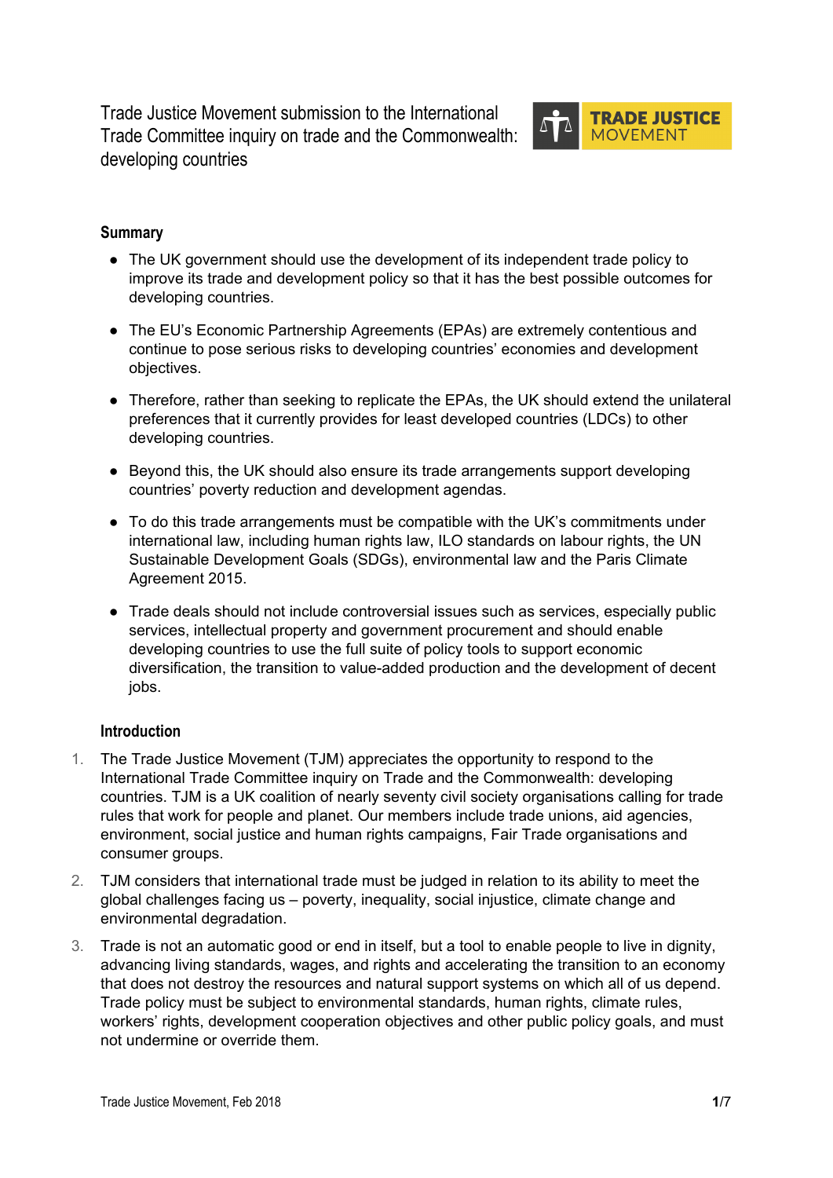# Trade Justice Movement submission to the International Trade Committee inquiry on trade and the Commonwealth: developing countries

TRADE JUSTICE MOVEMENT

## Summary

- The UK government should use the development of its independent trade policy to improve its trade and development policy so that it has the best possible outcomes for developing countries.
- The EU's Economic Partnership Agreements (EPAs) are extremely contentious and continue to pose serious risks to developing countries' economies and development objectives.
- Therefore, rather than seeking to replicate the EPAs, the UK should extend the unilateral preferences that it currently provides for least developed countries (LDCs) to other developing countries.
- Beyond this, the UK should also ensure its trade arrangements support developing countries' poverty reduction and development agendas.
- To do this trade arrangements must be compatible with the UK's commitments under international law, including human rights law, ILO standards on labour rights, the UN Sustainable Development Goals (SDGs), environmental law and the Paris Climate Agreement 2015.
- Trade deals should not include controversial issues such as services, especially public services, intellectual property and government procurement and should enable developing countries to use the full suite of policy tools to support economic diversification, the transition to value-added production and the development of decent jobs.

## Introduction

1. The Trade Justice Movement (TJM) appreciates the opportunity to respond to the International Trade Committee inquiry on Trade and the Commonwealth: developing countries. TJM is a UK coalition of nearly seventy civil society organisations calling for trade rules that work for people and planet. Our members include trade unions, aid agencies, environment, social justice and human rights campaigns, Fair Trade organisations and consumer groups.
2. TJM considers that international trade must be judged in relation to its ability to meet the global challenges facing us – poverty, inequality, social injustice, climate change and environmental degradation.
3. Trade is not an automatic good or end in itself, but a tool to enable people to live in dignity, advancing living standards, wages, and rights and accelerating the transition to an economy that does not destroy the resources and natural support systems on which all of us depend. Trade policy must be subject to environmental standards, human rights, climate rules, workers' rights, development cooperation objectives and other public policy goals, and must not undermine or override them.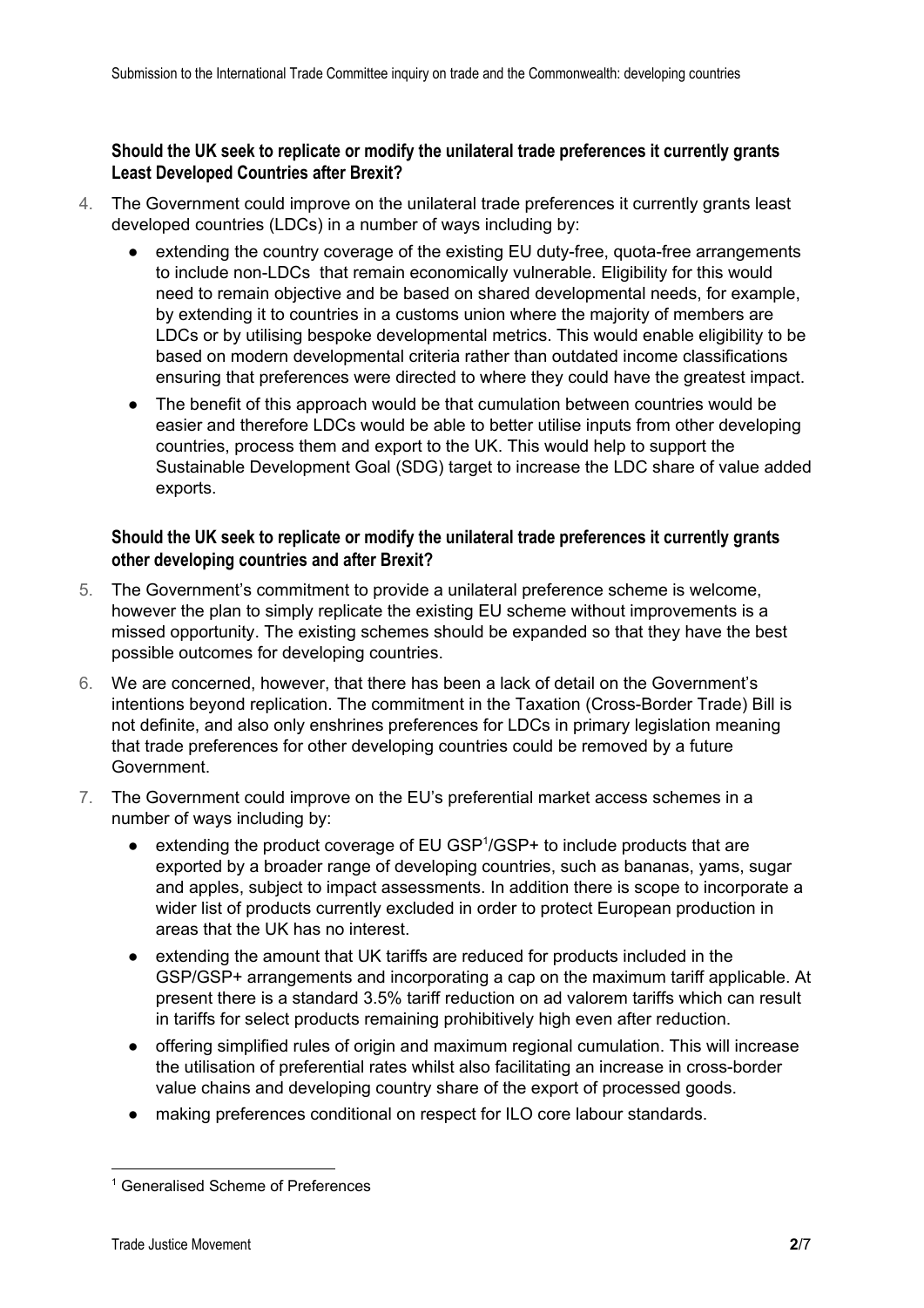**Should the UK seek to replicate or modify the unilateral trade preferences it currently grants Least Developed Countries after Brexit?**

4. The Government could improve on the unilateral trade preferences it currently grants least developed countries (LDCs) in a number of ways including by:
   - extending the country coverage of the existing EU duty-free, quota-free arrangements to include non-LDCs that remain economically vulnerable. Eligibility for this would need to remain objective and be based on shared developmental needs, for example, by extending it to countries in a customs union where the majority of members are LDCs or by utilising bespoke developmental metrics. This would enable eligibility to be based on modern developmental criteria rather than outdated income classifications ensuring that preferences were directed to where they could have the greatest impact.
   - The benefit of this approach would be that cumulation between countries would be easier and therefore LDCs would be able to better utilise inputs from other developing countries, process them and export to the UK. This would help to support the Sustainable Development Goal (SDG) target to increase the LDC share of value added exports.

**Should the UK seek to replicate or modify the unilateral trade preferences it currently grants other developing countries and after Brexit?**

5. The Government's commitment to provide a unilateral preference scheme is welcome, however the plan to simply replicate the existing EU scheme without improvements is a missed opportunity. The existing schemes should be expanded so that they have the best possible outcomes for developing countries.

6. We are concerned, however, that there has been a lack of detail on the Government's intentions beyond replication. The commitment in the Taxation (Cross-Border Trade) Bill is not definite, and also only enshrines preferences for LDCs in primary legislation meaning that trade preferences for other developing countries could be removed by a future Government.

7. The Government could improve on the EU's preferential market access schemes in a number of ways including by:
   - extending the product coverage of EU GSP[1]/GSP+ to include products that are exported by a broader range of developing countries, such as bananas, yams, sugar and apples, subject to impact assessments. In addition there is scope to incorporate a wider list of products currently excluded in order to protect European production in areas that the UK has no interest.
   - extending the amount that UK tariffs are reduced for products included in the GSP/GSP+ arrangements and incorporating a cap on the maximum tariff applicable. At present there is a standard 3.5% tariff reduction on ad valorem tariffs which can result in tariffs for select products remaining prohibitively high even after reduction.
   - offering simplified rules of origin and maximum regional cumulation. This will increase the utilisation of preferential rates whilst also facilitating an increase in cross-border value chains and developing country share of the export of processed goods.
   - making preferences conditional on respect for ILO core labour standards.

---

[1] Generalised Scheme of Preferences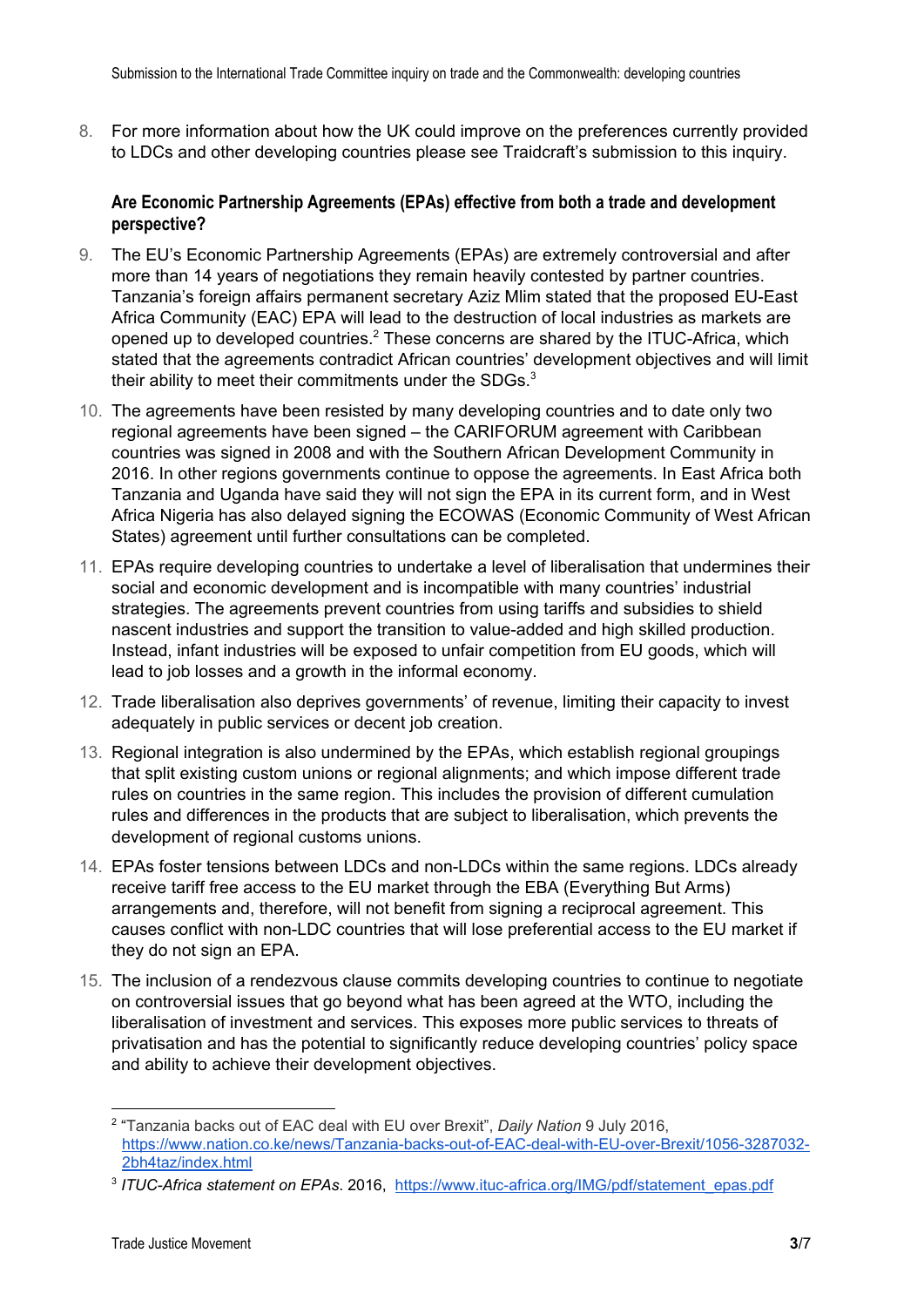8. For more information about how the UK could improve on the preferences currently provided to LDCs and other developing countries please see Traidcraft's submission to this inquiry.

**Are Economic Partnership Agreements (EPAs) effective from both a trade and development perspective?**

9. The EU's Economic Partnership Agreements (EPAs) are extremely controversial and after more than 14 years of negotiations they remain heavily contested by partner countries. Tanzania's foreign affairs permanent secretary Aziz Mlim stated that the proposed EU-East Africa Community (EAC) EPA will lead to the destruction of local industries as markets are opened up to developed countries.[2] These concerns are shared by the ITUC-Africa, which stated that the agreements contradict African countries' development objectives and will limit their ability to meet their commitments under the SDGs.[3]

10. The agreements have been resisted by many developing countries and to date only two regional agreements have been signed – the CARIFORUM agreement with Caribbean countries was signed in 2008 and with the Southern African Development Community in 2016. In other regions governments continue to oppose the agreements. In East Africa both Tanzania and Uganda have said they will not sign the EPA in its current form, and in West Africa Nigeria has also delayed signing the ECOWAS (Economic Community of West African States) agreement until further consultations can be completed.

11. EPAs require developing countries to undertake a level of liberalisation that undermines their social and economic development and is incompatible with many countries' industrial strategies. The agreements prevent countries from using tariffs and subsidies to shield nascent industries and support the transition to value-added and high skilled production. Instead, infant industries will be exposed to unfair competition from EU goods, which will lead to job losses and a growth in the informal economy.

12. Trade liberalisation also deprives governments' of revenue, limiting their capacity to invest adequately in public services or decent job creation.

13. Regional integration is also undermined by the EPAs, which establish regional groupings that split existing custom unions or regional alignments; and which impose different trade rules on countries in the same region. This includes the provision of different cumulation rules and differences in the products that are subject to liberalisation, which prevents the development of regional customs unions.

14. EPAs foster tensions between LDCs and non-LDCs within the same regions. LDCs already receive tariff free access to the EU market through the EBA (Everything But Arms) arrangements and, therefore, will not benefit from signing a reciprocal agreement. This causes conflict with non-LDC countries that will lose preferential access to the EU market if they do not sign an EPA.

15. The inclusion of a rendezvous clause commits developing countries to continue to negotiate on controversial issues that go beyond what has been agreed at the WTO, including the liberalisation of investment and services. This exposes more public services to threats of privatisation and has the potential to significantly reduce developing countries' policy space and ability to achieve their development objectives.

---

[2] "Tanzania backs out of EAC deal with EU over Brexit", *Daily Nation* 9 July 2016, https://www.nation.co.ke/news/Tanzania-backs-out-of-EAC-deal-with-EU-over-Brexit/1056-3287032-2bh4taz/index.html

[3] *ITUC-Africa statement on EPAs*. 2016, https://www.ituc-africa.org/IMG/pdf/statement_epas.pdf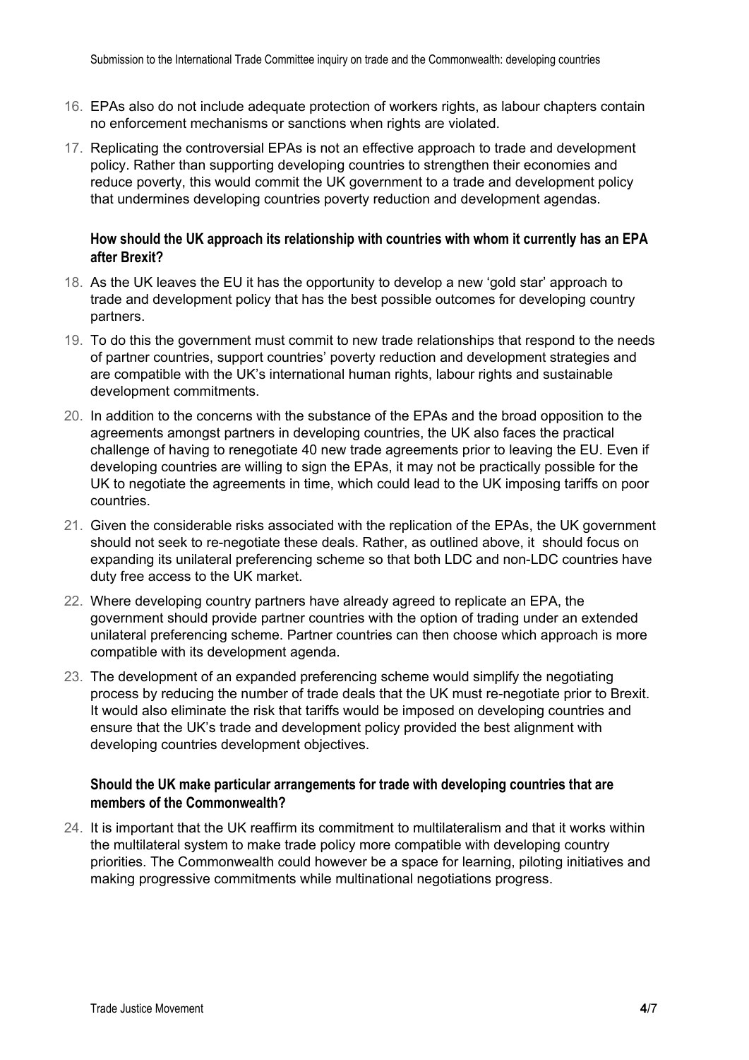16. EPAs also do not include adequate protection of workers rights, as labour chapters contain no enforcement mechanisms or sanctions when rights are violated.

17. Replicating the controversial EPAs is not an effective approach to trade and development policy. Rather than supporting developing countries to strengthen their economies and reduce poverty, this would commit the UK government to a trade and development policy that undermines developing countries poverty reduction and development agendas.

### How should the UK approach its relationship with countries with whom it currently has an EPA after Brexit?

18. As the UK leaves the EU it has the opportunity to develop a new 'gold star' approach to trade and development policy that has the best possible outcomes for developing country partners.

19. To do this the government must commit to new trade relationships that respond to the needs of partner countries, support countries' poverty reduction and development strategies and are compatible with the UK's international human rights, labour rights and sustainable development commitments.

20. In addition to the concerns with the substance of the EPAs and the broad opposition to the agreements amongst partners in developing countries, the UK also faces the practical challenge of having to renegotiate 40 new trade agreements prior to leaving the EU. Even if developing countries are willing to sign the EPAs, it may not be practically possible for the UK to negotiate the agreements in time, which could lead to the UK imposing tariffs on poor countries.

21. Given the considerable risks associated with the replication of the EPAs, the UK government should not seek to re-negotiate these deals. Rather, as outlined above, it should focus on expanding its unilateral preferencing scheme so that both LDC and non-LDC countries have duty free access to the UK market.

22. Where developing country partners have already agreed to replicate an EPA, the government should provide partner countries with the option of trading under an extended unilateral preferencing scheme. Partner countries can then choose which approach is more compatible with its development agenda.

23. The development of an expanded preferencing scheme would simplify the negotiating process by reducing the number of trade deals that the UK must re-negotiate prior to Brexit. It would also eliminate the risk that tariffs would be imposed on developing countries and ensure that the UK's trade and development policy provided the best alignment with developing countries development objectives.

### Should the UK make particular arrangements for trade with developing countries that are members of the Commonwealth?

24. It is important that the UK reaffirm its commitment to multilateralism and that it works within the multilateral system to make trade policy more compatible with developing country priorities. The Commonwealth could however be a space for learning, piloting initiatives and making progressive commitments while multinational negotiations progress.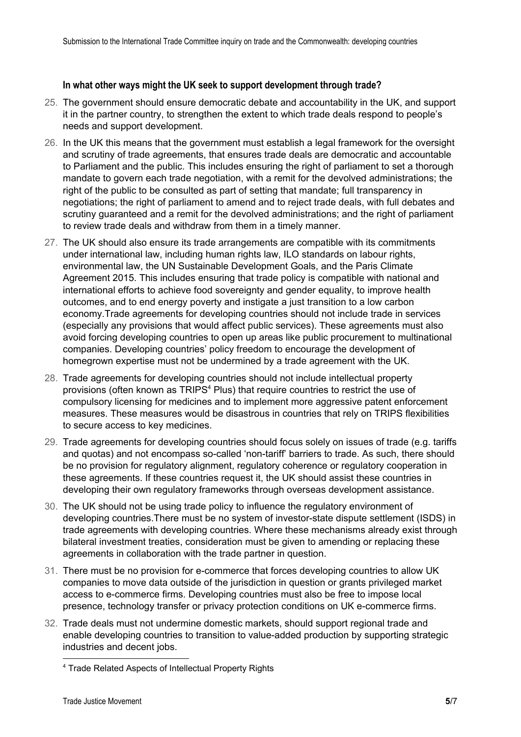### In what other ways might the UK seek to support development through trade?

25. The government should ensure democratic debate and accountability in the UK, and support it in the partner country, to strengthen the extent to which trade deals respond to people's needs and support development.

26. In the UK this means that the government must establish a legal framework for the oversight and scrutiny of trade agreements, that ensures trade deals are democratic and accountable to Parliament and the public. This includes ensuring the right of parliament to set a thorough mandate to govern each trade negotiation, with a remit for the devolved administrations; the right of the public to be consulted as part of setting that mandate; full transparency in negotiations; the right of parliament to amend and to reject trade deals, with full debates and scrutiny guaranteed and a remit for the devolved administrations; and the right of parliament to review trade deals and withdraw from them in a timely manner.

27. The UK should also ensure its trade arrangements are compatible with its commitments under international law, including human rights law, ILO standards on labour rights, environmental law, the UN Sustainable Development Goals, and the Paris Climate Agreement 2015. This includes ensuring that trade policy is compatible with national and international efforts to achieve food sovereignty and gender equality, to improve health outcomes, and to end energy poverty and instigate a just transition to a low carbon economy.Trade agreements for developing countries should not include trade in services (especially any provisions that would affect public services). These agreements must also avoid forcing developing countries to open up areas like public procurement to multinational companies. Developing countries' policy freedom to encourage the development of homegrown expertise must not be undermined by a trade agreement with the UK.

28. Trade agreements for developing countries should not include intellectual property provisions (often known as TRIPS[4] Plus) that require countries to restrict the use of compulsory licensing for medicines and to implement more aggressive patent enforcement measures. These measures would be disastrous in countries that rely on TRIPS flexibilities to secure access to key medicines.

29. Trade agreements for developing countries should focus solely on issues of trade (e.g. tariffs and quotas) and not encompass so-called 'non-tariff' barriers to trade. As such, there should be no provision for regulatory alignment, regulatory coherence or regulatory cooperation in these agreements. If these countries request it, the UK should assist these countries in developing their own regulatory frameworks through overseas development assistance.

30. The UK should not be using trade policy to influence the regulatory environment of developing countries.There must be no system of investor-state dispute settlement (ISDS) in trade agreements with developing countries. Where these mechanisms already exist through bilateral investment treaties, consideration must be given to amending or replacing these agreements in collaboration with the trade partner in question.

31. There must be no provision for e-commerce that forces developing countries to allow UK companies to move data outside of the jurisdiction in question or grants privileged market access to e-commerce firms. Developing countries must also be free to impose local presence, technology transfer or privacy protection conditions on UK e-commerce firms.

32. Trade deals must not undermine domestic markets, should support regional trade and enable developing countries to transition to value-added production by supporting strategic industries and decent jobs.

[4] Trade Related Aspects of Intellectual Property Rights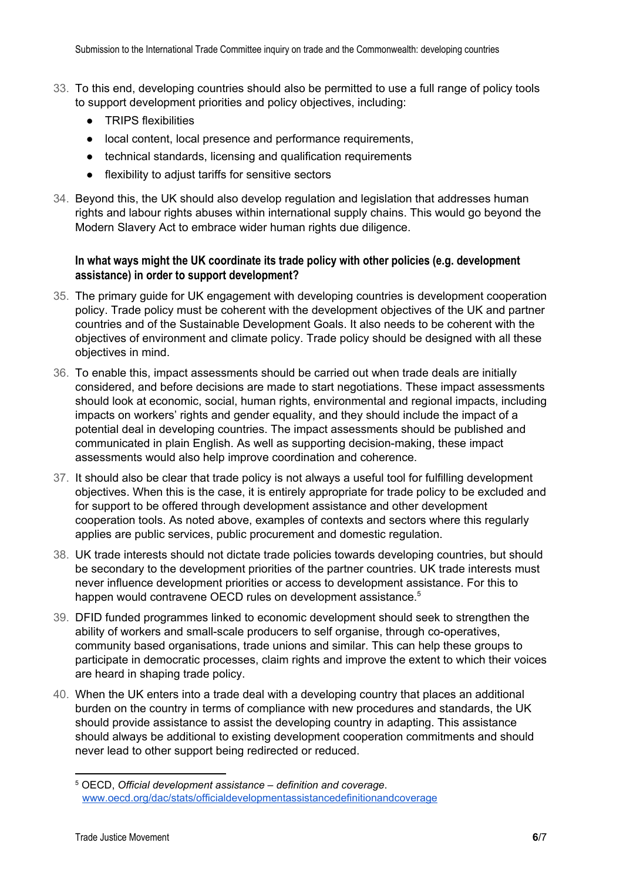33. To this end, developing countries should also be permitted to use a full range of policy tools to support development priorities and policy objectives, including:
    - TRIPS flexibilities
    - local content, local presence and performance requirements,
    - technical standards, licensing and qualification requirements
    - flexibility to adjust tariffs for sensitive sectors

34. Beyond this, the UK should also develop regulation and legislation that addresses human rights and labour rights abuses within international supply chains. This would go beyond the Modern Slavery Act to embrace wider human rights due diligence.

**In what ways might the UK coordinate its trade policy with other policies (e.g. development assistance) in order to support development?**

35. The primary guide for UK engagement with developing countries is development cooperation policy. Trade policy must be coherent with the development objectives of the UK and partner countries and of the Sustainable Development Goals. It also needs to be coherent with the objectives of environment and climate policy. Trade policy should be designed with all these objectives in mind.

36. To enable this, impact assessments should be carried out when trade deals are initially considered, and before decisions are made to start negotiations. These impact assessments should look at economic, social, human rights, environmental and regional impacts, including impacts on workers' rights and gender equality, and they should include the impact of a potential deal in developing countries. The impact assessments should be published and communicated in plain English. As well as supporting decision-making, these impact assessments would also help improve coordination and coherence.

37. It should also be clear that trade policy is not always a useful tool for fulfilling development objectives. When this is the case, it is entirely appropriate for trade policy to be excluded and for support to be offered through development assistance and other development cooperation tools. As noted above, examples of contexts and sectors where this regularly applies are public services, public procurement and domestic regulation.

38. UK trade interests should not dictate trade policies towards developing countries, but should be secondary to the development priorities of the partner countries. UK trade interests must never influence development priorities or access to development assistance. For this to happen would contravene OECD rules on development assistance.[5]

39. DFID funded programmes linked to economic development should seek to strengthen the ability of workers and small-scale producers to self organise, through co-operatives, community based organisations, trade unions and similar. This can help these groups to participate in democratic processes, claim rights and improve the extent to which their voices are heard in shaping trade policy.

40. When the UK enters into a trade deal with a developing country that places an additional burden on the country in terms of compliance with new procedures and standards, the UK should provide assistance to assist the developing country in adapting. This assistance should always be additional to existing development cooperation commitments and should never lead to other support being redirected or reduced.

---

[5] OECD, *Official development assistance – definition and coverage*. www.oecd.org/dac/stats/officialdevelopmentassistancedefinitionandcoverage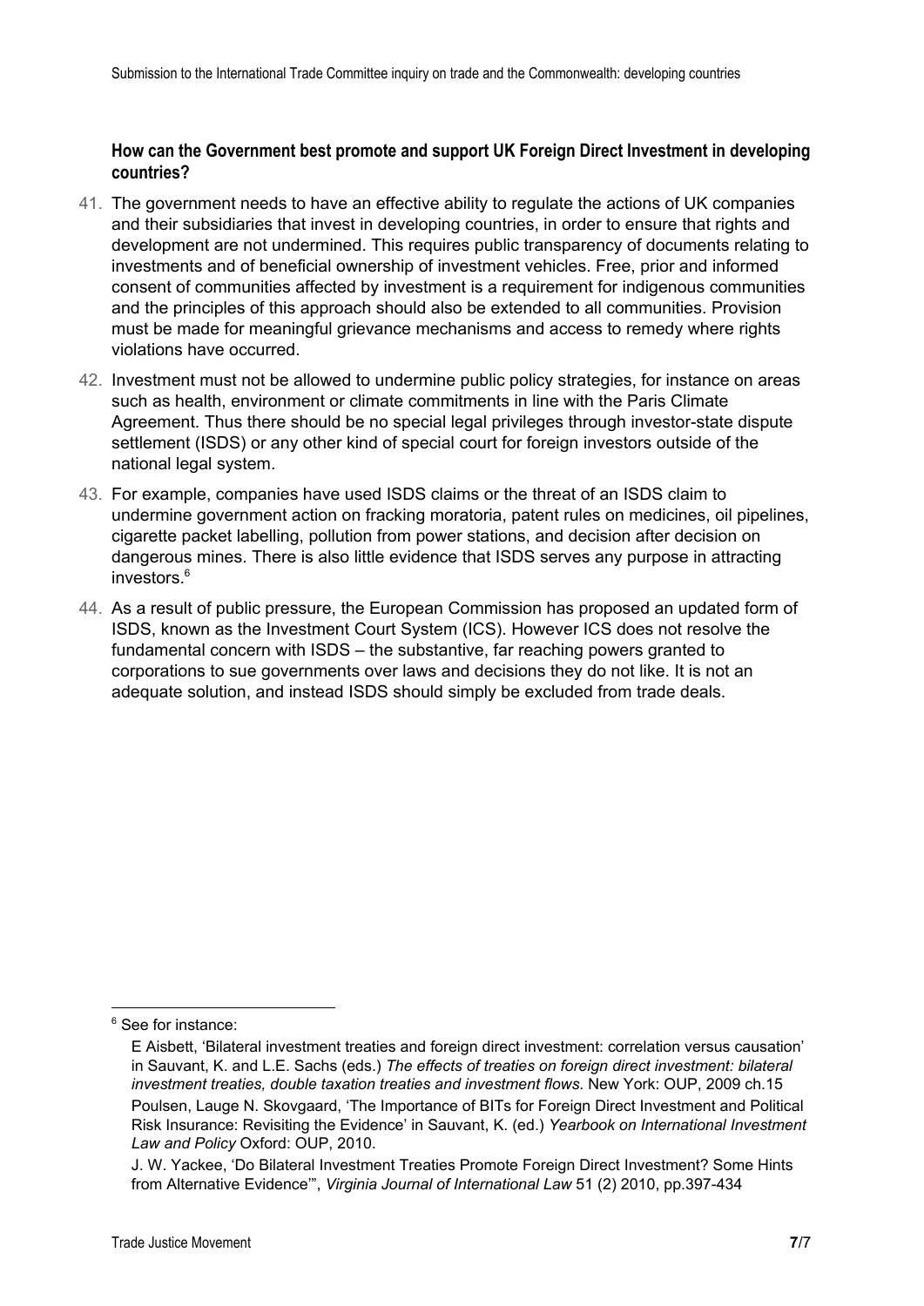**How can the Government best promote and support UK Foreign Direct Investment in developing countries?**

41. The government needs to have an effective ability to regulate the actions of UK companies and their subsidiaries that invest in developing countries, in order to ensure that rights and development are not undermined. This requires public transparency of documents relating to investments and of beneficial ownership of investment vehicles. Free, prior and informed consent of communities affected by investment is a requirement for indigenous communities and the principles of this approach should also be extended to all communities. Provision must be made for meaningful grievance mechanisms and access to remedy where rights violations have occurred.

42. Investment must not be allowed to undermine public policy strategies, for instance on areas such as health, environment or climate commitments in line with the Paris Climate Agreement. Thus there should be no special legal privileges through investor-state dispute settlement (ISDS) or any other kind of special court for foreign investors outside of the national legal system.

43. For example, companies have used ISDS claims or the threat of an ISDS claim to undermine government action on fracking moratoria, patent rules on medicines, oil pipelines, cigarette packet labelling, pollution from power stations, and decision after decision on dangerous mines. There is also little evidence that ISDS serves any purpose in attracting investors.[6]

44. As a result of public pressure, the European Commission has proposed an updated form of ISDS, known as the Investment Court System (ICS). However ICS does not resolve the fundamental concern with ISDS – the substantive, far reaching powers granted to corporations to sue governments over laws and decisions they do not like. It is not an adequate solution, and instead ISDS should simply be excluded from trade deals.

---

[6] See for instance:

E Aisbett, 'Bilateral investment treaties and foreign direct investment: correlation versus causation' in Sauvant, K. and L.E. Sachs (eds.) *The effects of treaties on foreign direct investment: bilateral investment treaties, double taxation treaties and investment flows*. New York: OUP, 2009 ch.15

Poulsen, Lauge N. Skovgaard, 'The Importance of BITs for Foreign Direct Investment and Political Risk Insurance: Revisiting the Evidence' in Sauvant, K. (ed.) *Yearbook on International Investment Law and Policy* Oxford: OUP, 2010.

J. W. Yackee, 'Do Bilateral Investment Treaties Promote Foreign Direct Investment? Some Hints from Alternative Evidence'", *Virginia Journal of International Law* 51 (2) 2010, pp.397-434